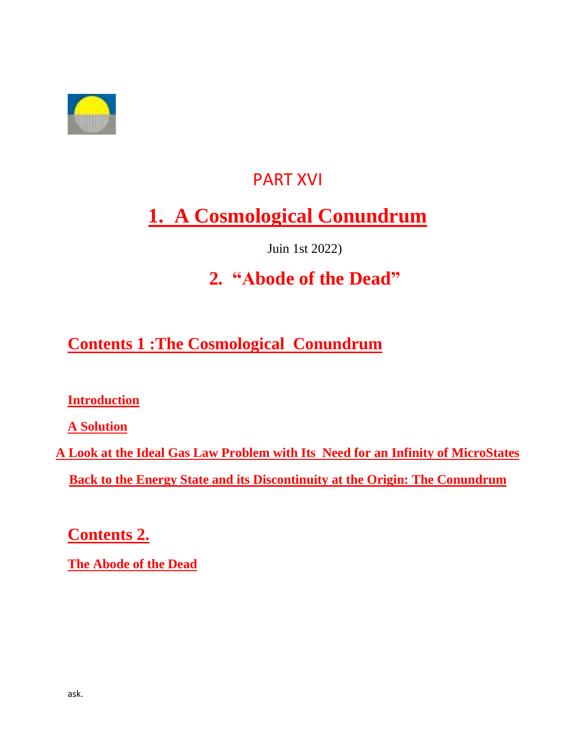PART XVI

# 1. A Cosmological Conundrum

Juin 1st 2022)

# 2. "Abode of the Dead"

## Contents 1 :The Cosmological Conundrum

**Introduction**

**A Solution**

**A Look at the Ideal Gas Law Problem with Its Need for an Infinity of MicroStates**

**Back to the Energy State and its Discontinuity at the Origin: The Conundrum**

## Contents 2.

**The Abode of the Dead**

ask.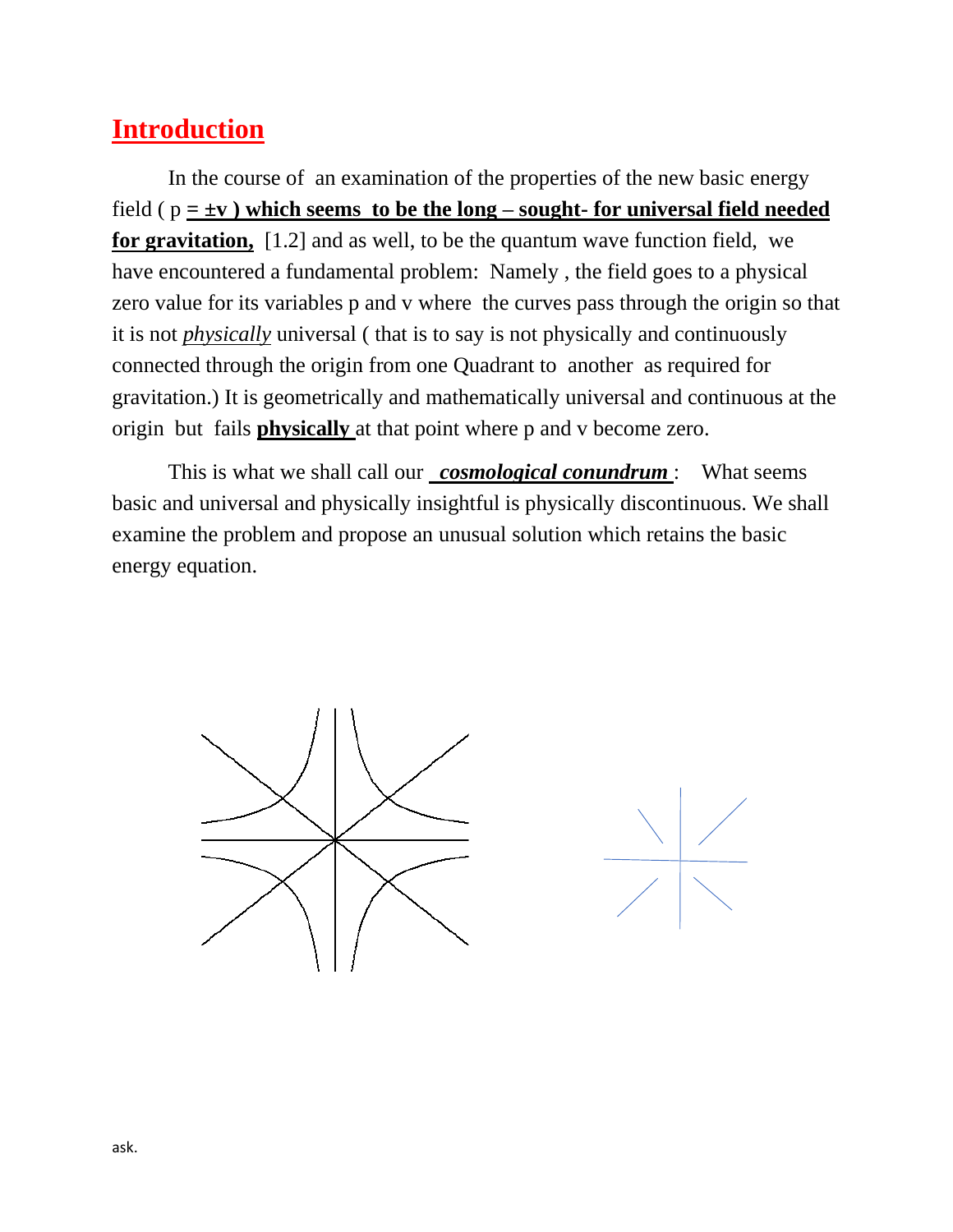# Introduction

In the course of an examination of the properties of the new basic energy field ( p **= ±v ) which seems to be the long – sought- for universal field needed for gravitation,** [1.2] and as well, to be the quantum wave function field, we have encountered a fundamental problem: Namely , the field goes to a physical zero value for its variables p and v where the curves pass through the origin so that it is not *physically* universal ( that is to say is not physically and continuously connected through the origin from one Quadrant to another as required for gravitation.) It is geometrically and mathematically universal and continuous at the origin but fails **physically** at that point where p and v become zero.

This is what we shall call our ***cosmological conundrum*** : What seems basic and universal and physically insightful is physically discontinuous. We shall examine the problem and propose an unusual solution which retains the basic energy equation.

ask.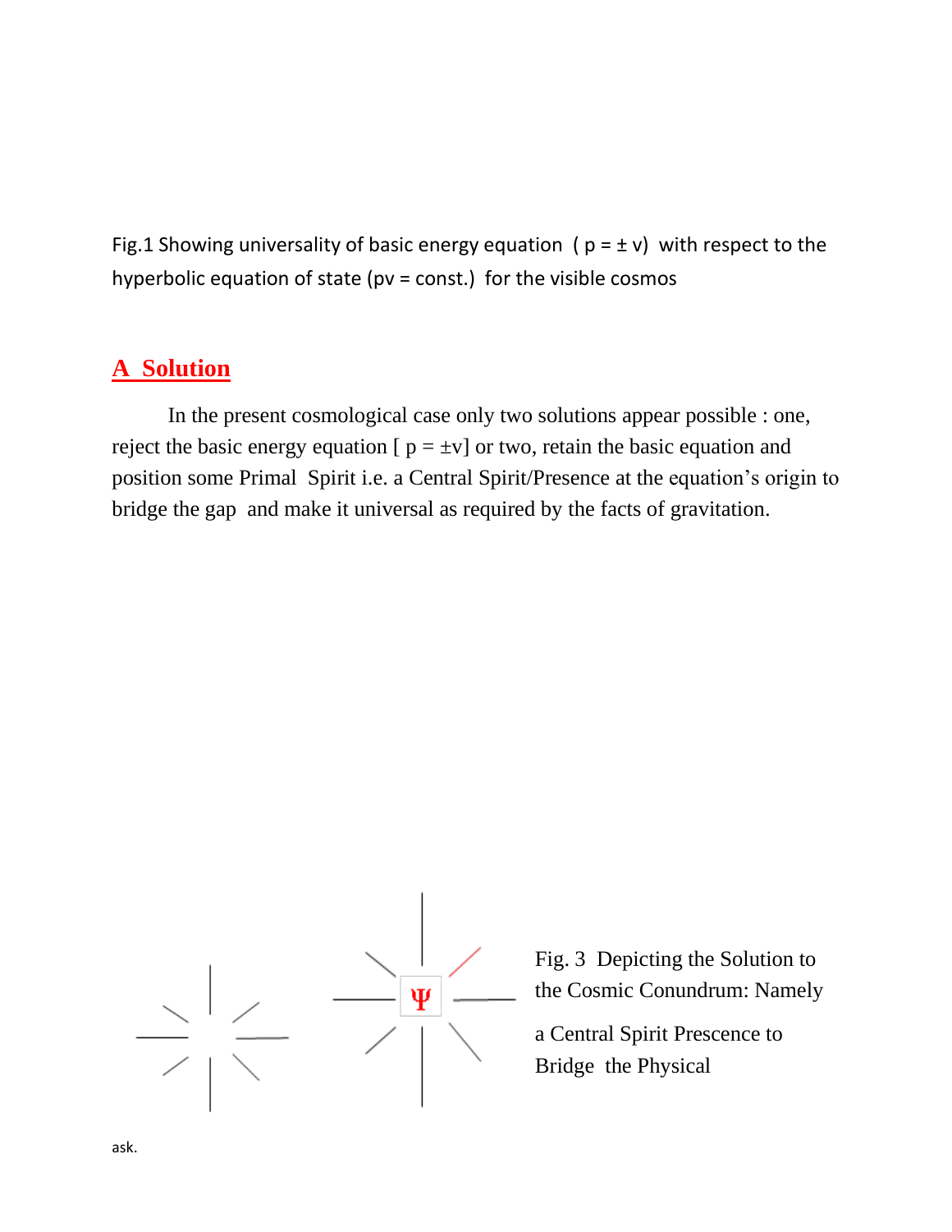Fig.1 Showing universality of basic energy equation ( $p = \pm v$) with respect to the hyperbolic equation of state ($pv$ = const.) for the visible cosmos

## A Solution

In the present cosmological case only two solutions appear possible : one, reject the basic energy equation [ $p = \pm v$] or two, retain the basic equation and position some Primal Spirit i.e. a Central Spirit/Presence at the equation's origin to bridge the gap and make it universal as required by the facts of gravitation.

Fig. 3 Depicting the Solution to the Cosmic Conundrum: Namely a Central Spirit Prescence to Bridge the Physical

ask.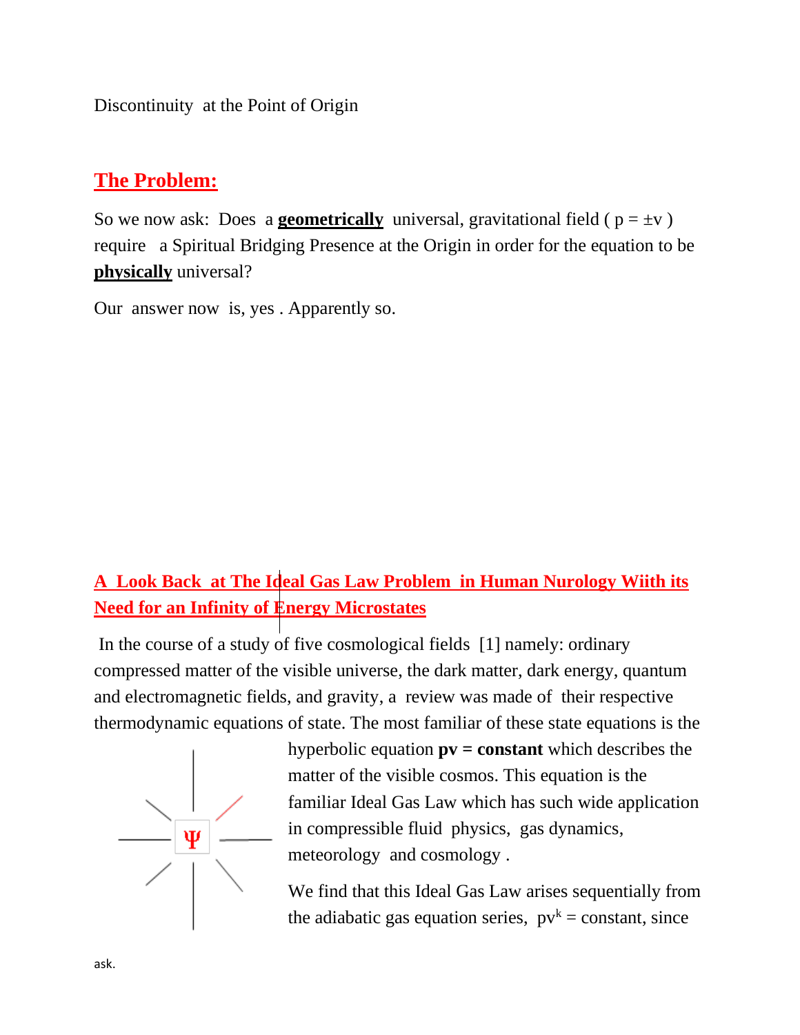Discontinuity at the Point of Origin

## The Problem:

So we now ask: Does a **geometrically** universal, gravitational field ( $p = \pm v$ ) require a Spiritual Bridging Presence at the Origin in order for the equation to be **physically** universal?

Our answer now is, yes . Apparently so.

## A Look Back at The Ideal Gas Law Problem in Human Nurology Wiith its Need for an Infinity of Energy Microstates

In the course of a study of five cosmological fields [1] namely: ordinary compressed matter of the visible universe, the dark matter, dark energy, quantum and electromagnetic fields, and gravity, a review was made of their respective thermodynamic equations of state. The most familiar of these state equations is the hyperbolic equation **pv = constant** which describes the matter of the visible cosmos. This equation is the familiar Ideal Gas Law which has such wide application in compressible fluid physics, gas dynamics, meteorology and cosmology .

We find that this Ideal Gas Law arises sequentially from the adiabatic gas equation series, $pv^k$ = constant, since

ask.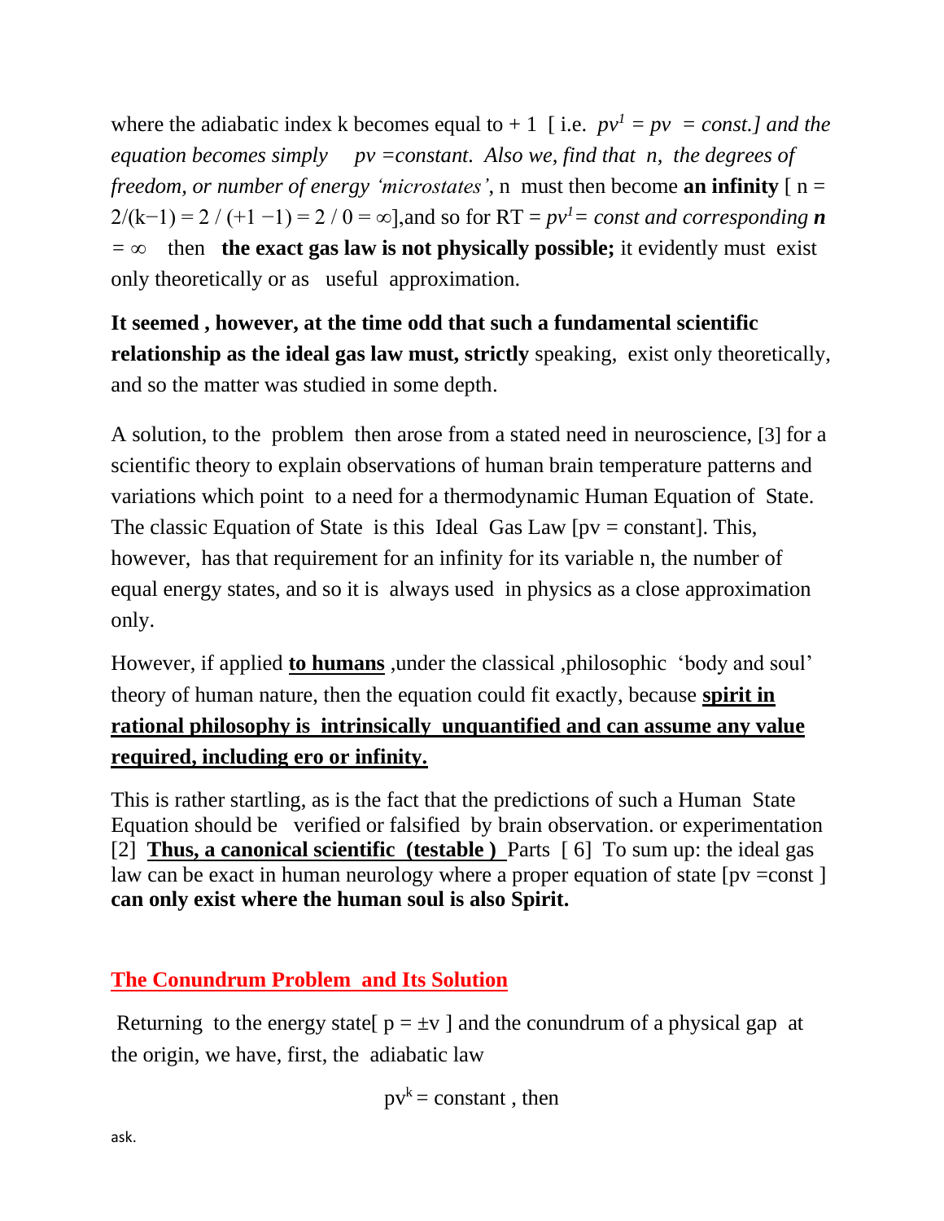where the adiabatic index k becomes equal to + 1 [ i.e. $pv^1 = pv = const.$] *and the equation becomes simply* $pv = constant$. *Also we, find that n, the degrees of freedom, or number of energy 'microstates'*, n must then become **an infinity** [ $n = 2/(k-1) = 2 / (+1 - 1) = 2 / 0 = \infty$],and so for $RT = pv^1 = const$ *and corresponding* $\boldsymbol{n} = \infty$ then **the exact gas law is not physically possible;** it evidently must exist only theoretically or as useful approximation.

**It seemed , however, at the time odd that such a fundamental scientific relationship as the ideal gas law must, strictly** speaking, exist only theoretically, and so the matter was studied in some depth.

A solution, to the problem then arose from a stated need in neuroscience, [3] for a scientific theory to explain observations of human brain temperature patterns and variations which point to a need for a thermodynamic Human Equation of State. The classic Equation of State is this Ideal Gas Law [pv = constant]. This, however, has that requirement for an infinity for its variable n, the number of equal energy states, and so it is always used in physics as a close approximation only.

However, if applied **to humans** ,under the classical ,philosophic 'body and soul' theory of human nature, then the equation could fit exactly, because **spirit in rational philosophy is intrinsically unquantified and can assume any value required, including ero or infinity.**

This is rather startling, as is the fact that the predictions of such a Human State Equation should be verified or falsified by brain observation. or experimentation [2] **Thus, a canonical scientific (testable )** Parts [ 6] To sum up: the ideal gas law can be exact in human neurology where a proper equation of state [pv =const ] **can only exist where the human soul is also Spirit.**

## The Conundrum Problem and Its Solution

Returning to the energy state[ $p = \pm v$ ] and the conundrum of a physical gap at the origin, we have, first, the adiabatic law

$$pv^k = \text{constant , then}$$

ask.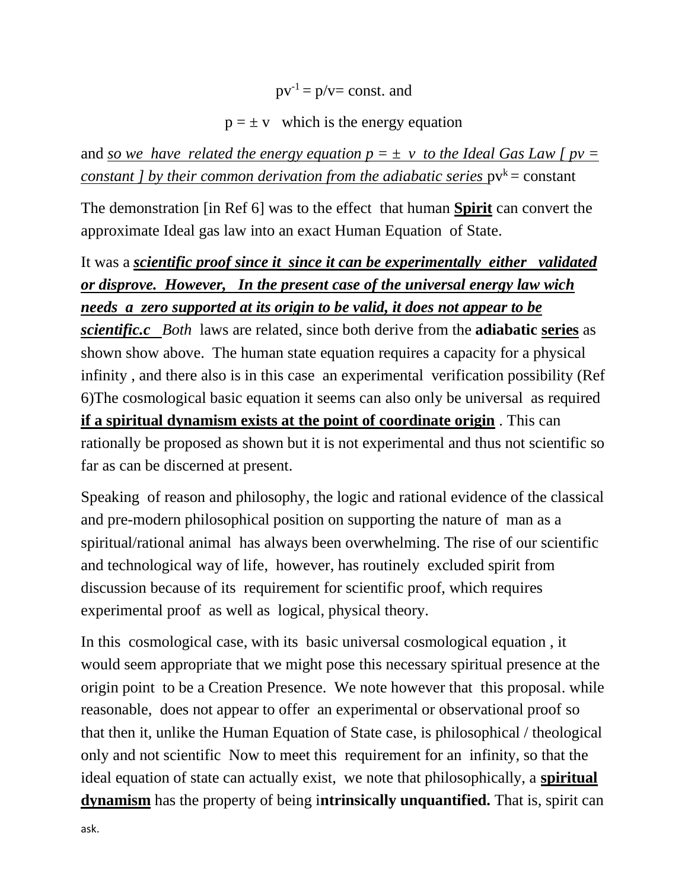$$pv^{-1} = p/v = \text{const. and}$$

$$p = \pm v \quad \text{which is the energy equation}$$

and *__so we have related the energy equation $p = \pm v$ to the Ideal Gas Law [ $pv$ = constant ] by their common derivation from the adiabatic series__* $pv^k$ = constant

The demonstration [in Ref 6] was to the effect that human **__Spirit__** can convert the approximate Ideal gas law into an exact Human Equation of State.

It was a ***__scientific proof since it since it can be experimentally either validated or disprove. However, In the present case of the universal energy law wich needs a zero supported at its origin to be valid, it does not appear to be scientific.c__*** *Both* laws are related, since both derive from the **adiabatic __series__** as shown show above. The human state equation requires a capacity for a physical infinity , and there also is in this case an experimental verification possibility (Ref 6)The cosmological basic equation it seems can also only be universal as required **__if a spiritual dynamism exists at the point of coordinate origin__** . This can rationally be proposed as shown but it is not experimental and thus not scientific so far as can be discerned at present.

Speaking of reason and philosophy, the logic and rational evidence of the classical and pre-modern philosophical position on supporting the nature of man as a spiritual/rational animal has always been overwhelming. The rise of our scientific and technological way of life, however, has routinely excluded spirit from discussion because of its requirement for scientific proof, which requires experimental proof as well as logical, physical theory.

In this cosmological case, with its basic universal cosmological equation , it would seem appropriate that we might pose this necessary spiritual presence at the origin point to be a Creation Presence. We note however that this proposal. while reasonable, does not appear to offer an experimental or observational proof so that then it, unlike the Human Equation of State case, is philosophical / theological only and not scientific Now to meet this requirement for an infinity, so that the ideal equation of state can actually exist, we note that philosophically, a **__spiritual dynamism__** has the property of being i**ntrinsically unquantified.** That is, spirit can

ask.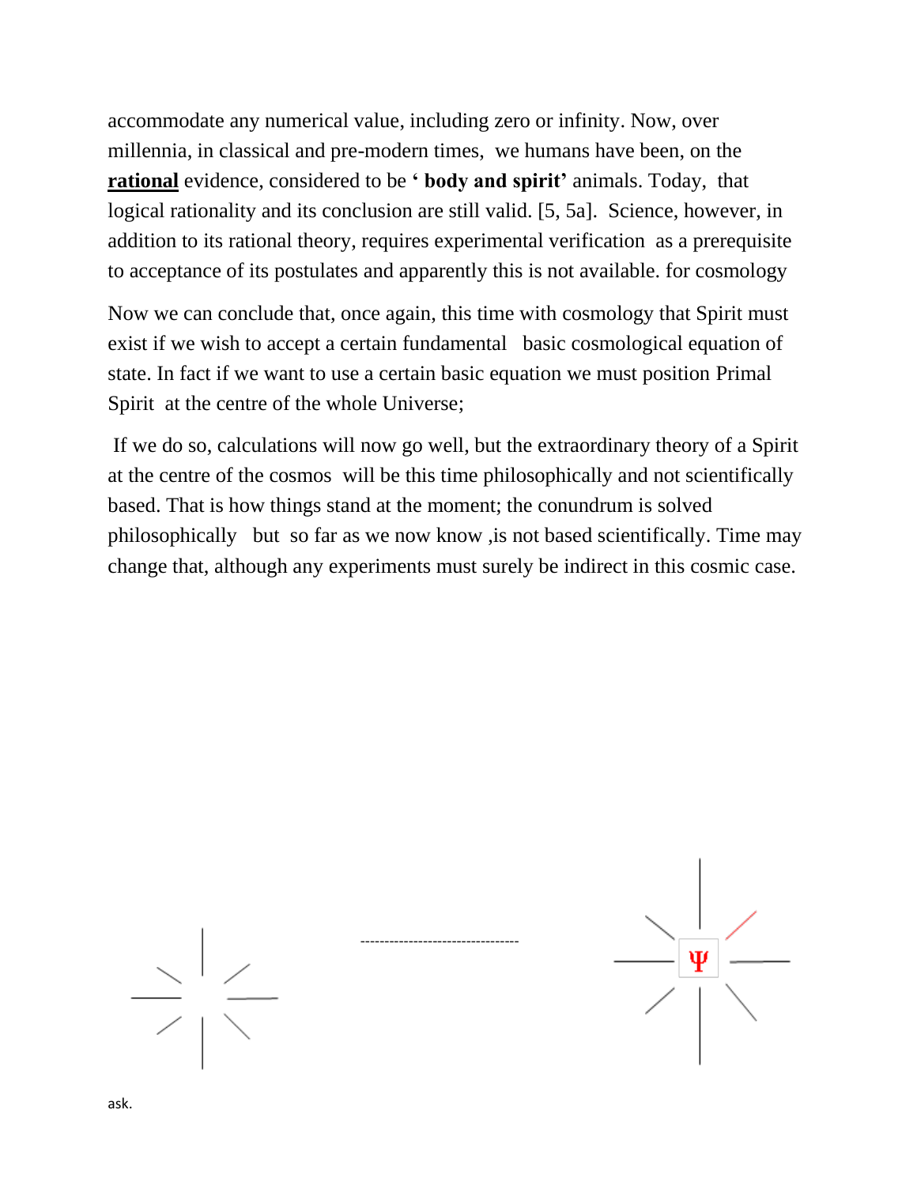accommodate any numerical value, including zero or infinity. Now, over millennia, in classical and pre-modern times, we humans have been, on the **rational** evidence, considered to be **' body and spirit'** animals. Today, that logical rationality and its conclusion are still valid. [5, 5a]. Science, however, in addition to its rational theory, requires experimental verification as a prerequisite to acceptance of its postulates and apparently this is not available. for cosmology

Now we can conclude that, once again, this time with cosmology that Spirit must exist if we wish to accept a certain fundamental basic cosmological equation of state. In fact if we want to use a certain basic equation we must position Primal Spirit at the centre of the whole Universe;

If we do so, calculations will now go well, but the extraordinary theory of a Spirit at the centre of the cosmos will be this time philosophically and not scientifically based. That is how things stand at the moment; the conundrum is solved philosophically but so far as we now know ,is not based scientifically. Time may change that, although any experiments must surely be indirect in this cosmic case.

--------------------------------

Ψ

ask.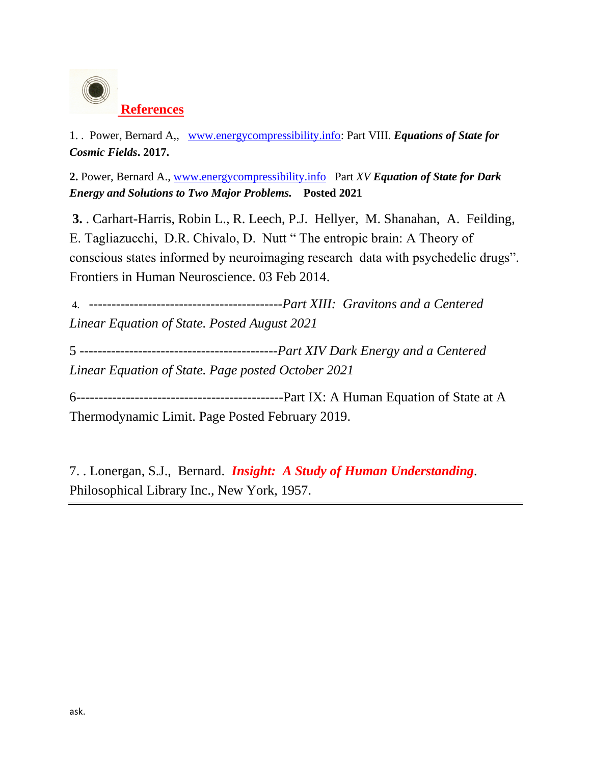## References

1. . Power, Bernard A,, www.energycompressibility.info: Part VIII. ***Equations of State for Cosmic Fields*. 2017.**

**2.** Power, Bernard A., www.energycompressibility.info Part *XV* ***Equation of State for Dark Energy and Solutions to Two Major Problems.*** **Posted 2021**

**3.** . Carhart-Harris, Robin L., R. Leech, P.J. Hellyer, M. Shanahan, A. Feilding, E. Tagliazucchi, D.R. Chivalo, D. Nutt " The entropic brain: A Theory of conscious states informed by neuroimaging research data with psychedelic drugs". Frontiers in Human Neuroscience. 03 Feb 2014.

4. -------------------------------------------*Part XIII: Gravitons and a Centered Linear Equation of State. Posted August 2021*

5 -------------------------------------------*Part XIV Dark Energy and a Centered Linear Equation of State. Page posted October 2021*

6---------------------------------------------Part IX: A Human Equation of State at A Thermodynamic Limit. Page Posted February 2019.

7. . Lonergan, S.J., Bernard. ***Insight: A Study of Human Understanding***. Philosophical Library Inc., New York, 1957.

---

ask.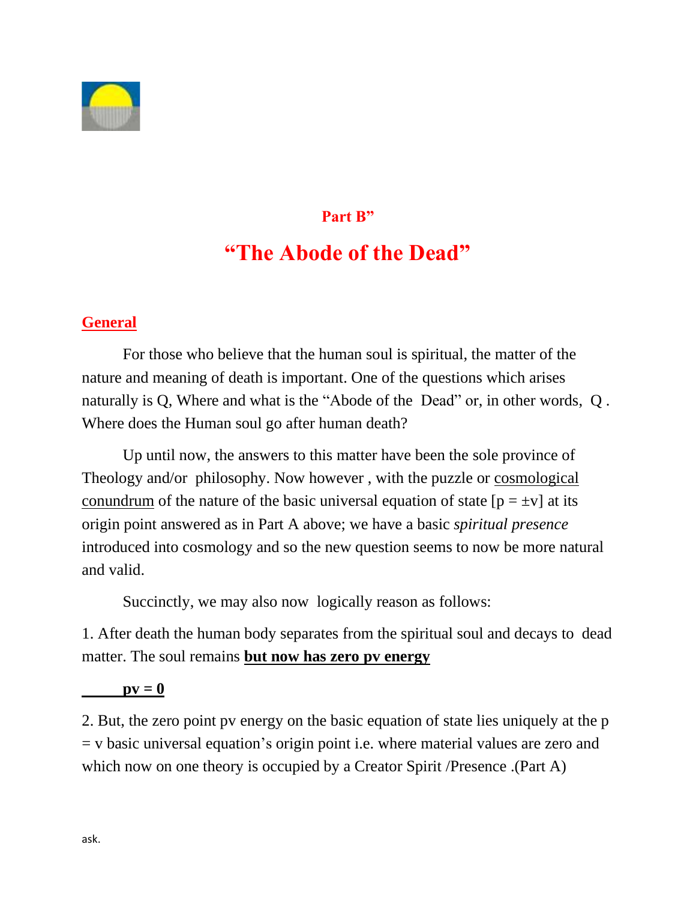**Part B"**

# "The Abode of the Dead"

## General

For those who believe that the human soul is spiritual, the matter of the nature and meaning of death is important. One of the questions which arises naturally is Q, Where and what is the "Abode of the Dead" or, in other words, Q . Where does the Human soul go after human death?

Up until now, the answers to this matter have been the sole province of Theology and/or philosophy. Now however , with the puzzle or cosmological conundrum of the nature of the basic universal equation of state [$p = \pm v$] at its origin point answered as in Part A above; we have a basic *spiritual presence* introduced into cosmology and so the new question seems to now be more natural and valid.

Succinctly, we may also now logically reason as follows:

1. After death the human body separates from the spiritual soul and decays to dead matter. The soul remains **but now has zero pv energy**

**$pv = 0$**

2. But, the zero point pv energy on the basic equation of state lies uniquely at the $p = v$ basic universal equation's origin point i.e. where material values are zero and which now on one theory is occupied by a Creator Spirit /Presence .(Part A)

ask.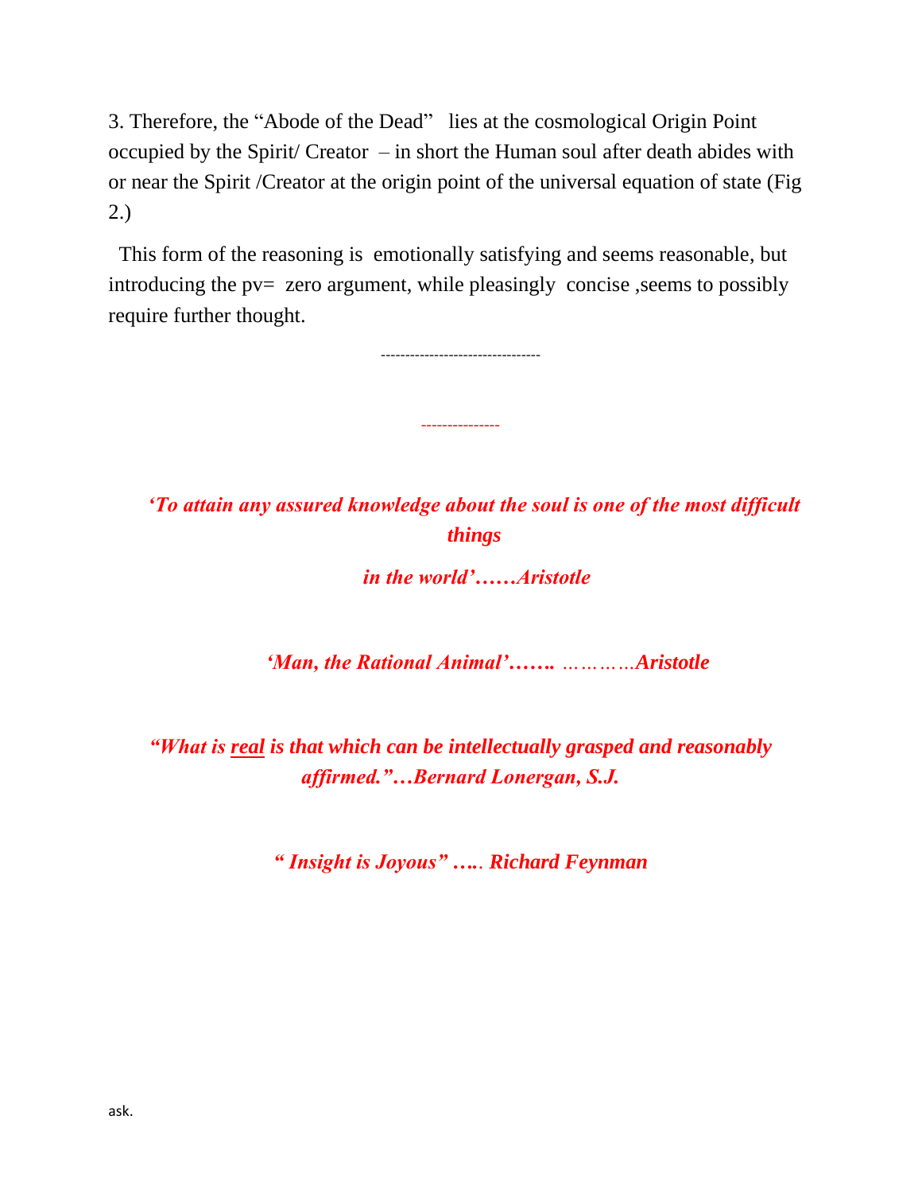3. Therefore, the "Abode of the Dead" lies at the cosmological Origin Point occupied by the Spirit/ Creator – in short the Human soul after death abides with or near the Spirit /Creator at the origin point of the universal equation of state (Fig 2.)

This form of the reasoning is emotionally satisfying and seems reasonable, but introducing the pv= zero argument, while pleasingly concise ,seems to possibly require further thought.

--------------------------------

---------------

***'To attain any assured knowledge about the soul is one of the most difficult things in the world'……Aristotle***

***'Man, the Rational Animal'……. …………Aristotle***

***"What is real is that which can be intellectually grasped and reasonably affirmed."…Bernard Lonergan, S.J.***

***" Insight is Joyous" ….. Richard Feynman***

ask.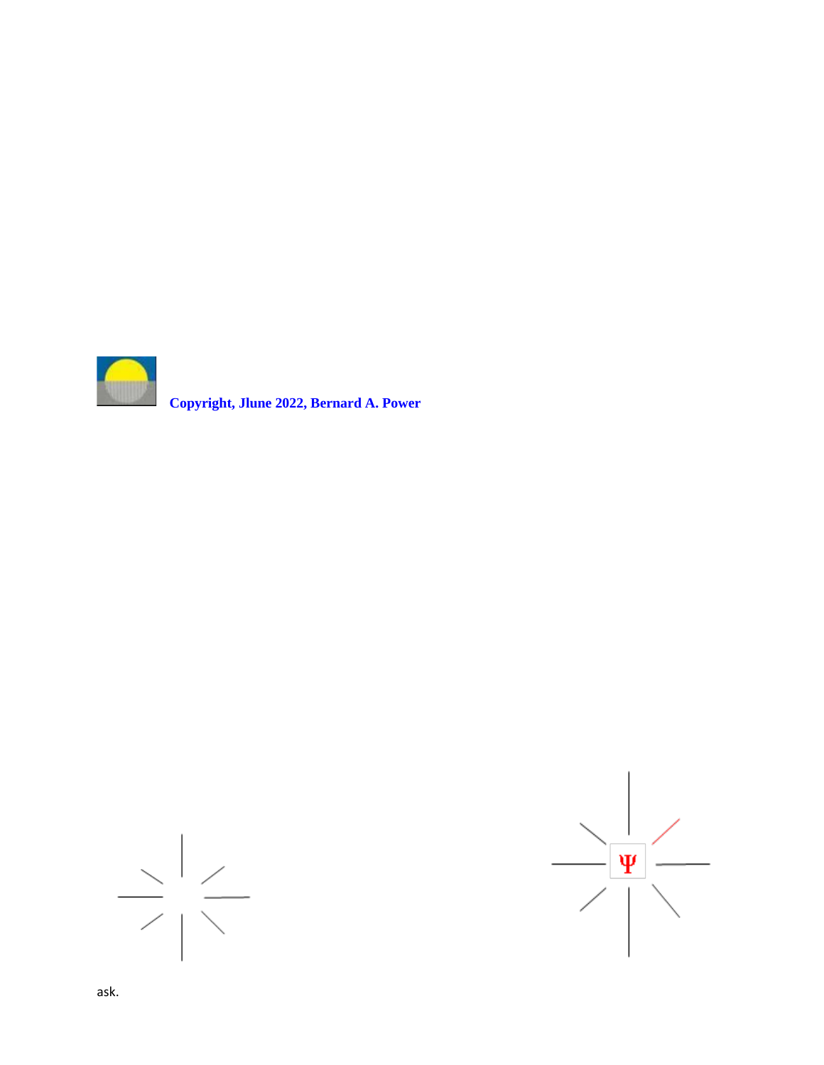**Copyright, Jlune 2022, Bernard A. Power**

Ψ

ask.